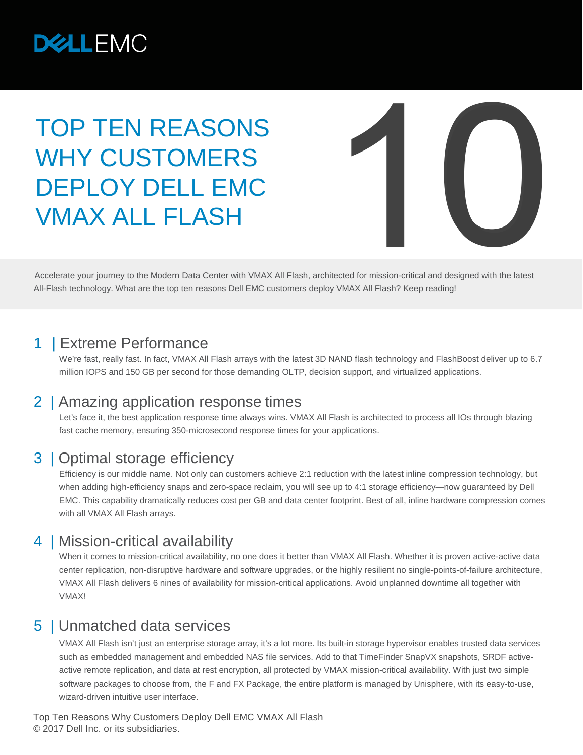DELL EMC

# TOP TEN REASONS WHY CUSTOMERS DEPLOY DELL EMC VMAX ALL FLASH

10

Accelerate your journey to the Modern Data Center with VMAX All Flash, architected for mission-critical and designed with the latest All-Flash technology. What are the top ten reasons Dell EMC customers deploy VMAX All Flash? Keep reading!

## 1 | Extreme Performance

We're fast, really fast. In fact, VMAX All Flash arrays with the latest 3D NAND flash technology and FlashBoost deliver up to 6.7 million IOPS and 150 GB per second for those demanding OLTP, decision support, and virtualized applications.

## 2 | Amazing application response times

Let's face it, the best application response time always wins. VMAX All Flash is architected to process all IOs through blazing fast cache memory, ensuring 350-microsecond response times for your applications.

## 3 | Optimal storage efficiency

Efficiency is our middle name. Not only can customers achieve 2:1 reduction with the latest inline compression technology, but when adding high-efficiency snaps and zero-space reclaim, you will see up to 4:1 storage efficiency—now guaranteed by Dell EMC. This capability dramatically reduces cost per GB and data center footprint. Best of all, inline hardware compression comes with all VMAX All Flash arrays.

## 4 | Mission-critical availability

When it comes to mission-critical availability, no one does it better than VMAX All Flash. Whether it is proven active-active data center replication, non-disruptive hardware and software upgrades, or the highly resilient no single-points-of-failure architecture, VMAX All Flash delivers 6 nines of availability for mission-critical applications. Avoid unplanned downtime all together with VMAX!

## 5 | Unmatched data services

VMAX All Flash isn't just an enterprise storage array, it's a lot more. Its built-in storage hypervisor enables trusted data services such as embedded management and embedded NAS file services. Add to that TimeFinder SnapVX snapshots, SRDF active-active remote replication, and data at rest encryption, all protected by VMAX mission-critical availability. With just two simple software packages to choose from, the F and FX Package, the entire platform is managed by Unisphere, with its easy-to-use, wizard-driven intuitive user interface.

Top Ten Reasons Why Customers Deploy Dell EMC VMAX All Flash
© 2017 Dell Inc. or its subsidiaries.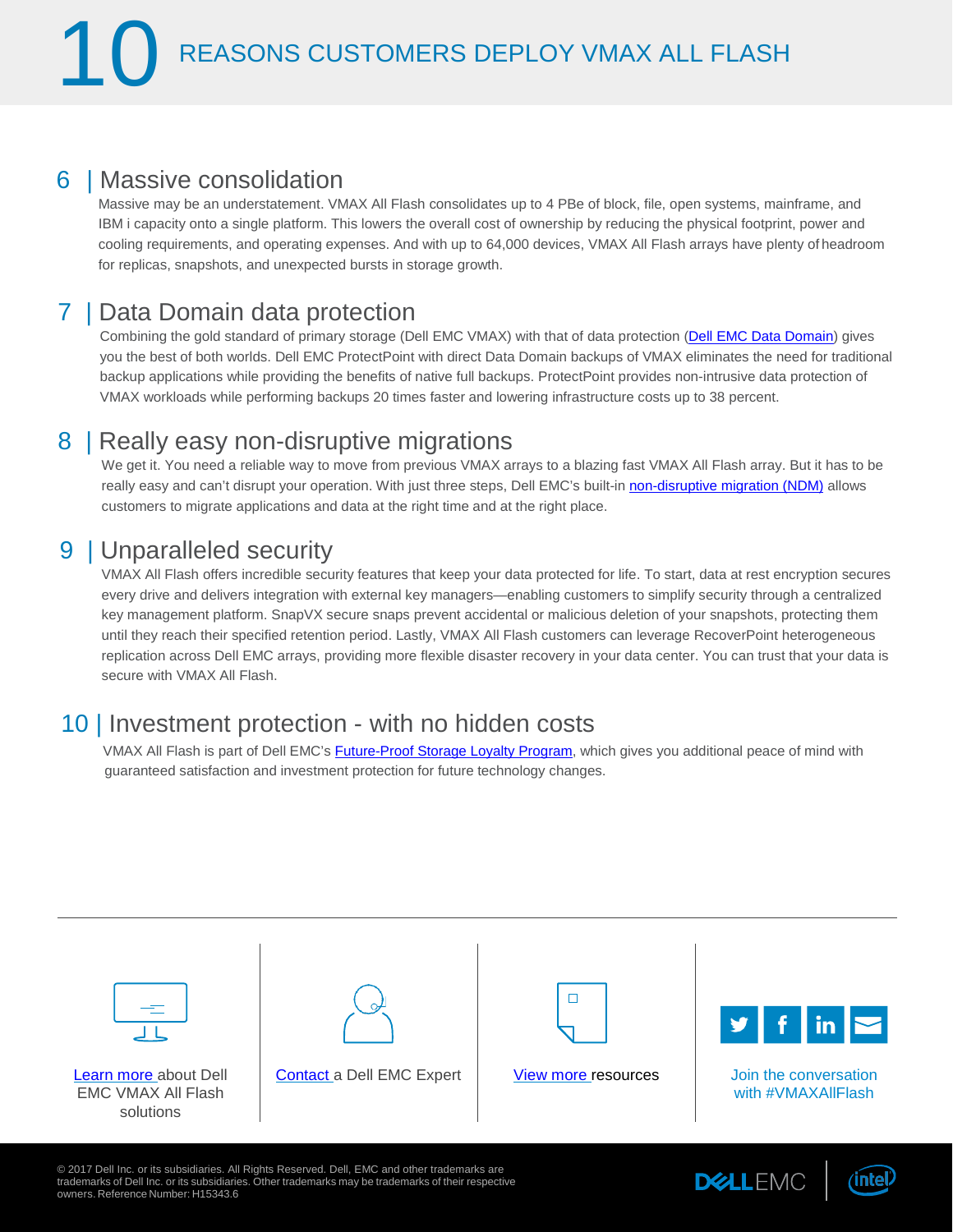# 10 REASONS CUSTOMERS DEPLOY VMAX ALL FLASH

## 6 | Massive consolidation

Massive may be an understatement. VMAX All Flash consolidates up to 4 PBe of block, file, open systems, mainframe, and IBM i capacity onto a single platform. This lowers the overall cost of ownership by reducing the physical footprint, power and cooling requirements, and operating expenses. And with up to 64,000 devices, VMAX All Flash arrays have plenty of headroom for replicas, snapshots, and unexpected bursts in storage growth.

## 7 | Data Domain data protection

Combining the gold standard of primary storage (Dell EMC VMAX) with that of data protection (Dell EMC Data Domain) gives you the best of both worlds. Dell EMC ProtectPoint with direct Data Domain backups of VMAX eliminates the need for traditional backup applications while providing the benefits of native full backups. ProtectPoint provides non-intrusive data protection of VMAX workloads while performing backups 20 times faster and lowering infrastructure costs up to 38 percent.

## 8 | Really easy non-disruptive migrations

We get it. You need a reliable way to move from previous VMAX arrays to a blazing fast VMAX All Flash array. But it has to be really easy and can't disrupt your operation. With just three steps, Dell EMC's built-in non-disruptive migration (NDM) allows customers to migrate applications and data at the right time and at the right place.

## 9 | Unparalleled security

VMAX All Flash offers incredible security features that keep your data protected for life. To start, data at rest encryption secures every drive and delivers integration with external key managers—enabling customers to simplify security through a centralized key management platform. SnapVX secure snaps prevent accidental or malicious deletion of your snapshots, protecting them until they reach their specified retention period. Lastly, VMAX All Flash customers can leverage RecoverPoint heterogeneous replication across Dell EMC arrays, providing more flexible disaster recovery in your data center. You can trust that your data is secure with VMAX All Flash.

## 10 | Investment protection - with no hidden costs

VMAX All Flash is part of Dell EMC's Future-Proof Storage Loyalty Program, which gives you additional peace of mind with guaranteed satisfaction and investment protection for future technology changes.

---

Learn more about Dell EMC VMAX All Flash solutions

Contact a Dell EMC Expert

View more resources

Join the conversation with #VMAXAllFlash

© 2017 Dell Inc. or its subsidiaries. All Rights Reserved. Dell, EMC and other trademarks are trademarks of Dell Inc. or its subsidiaries. Other trademarks may be trademarks of their respective owners. Reference Number: H15343.6